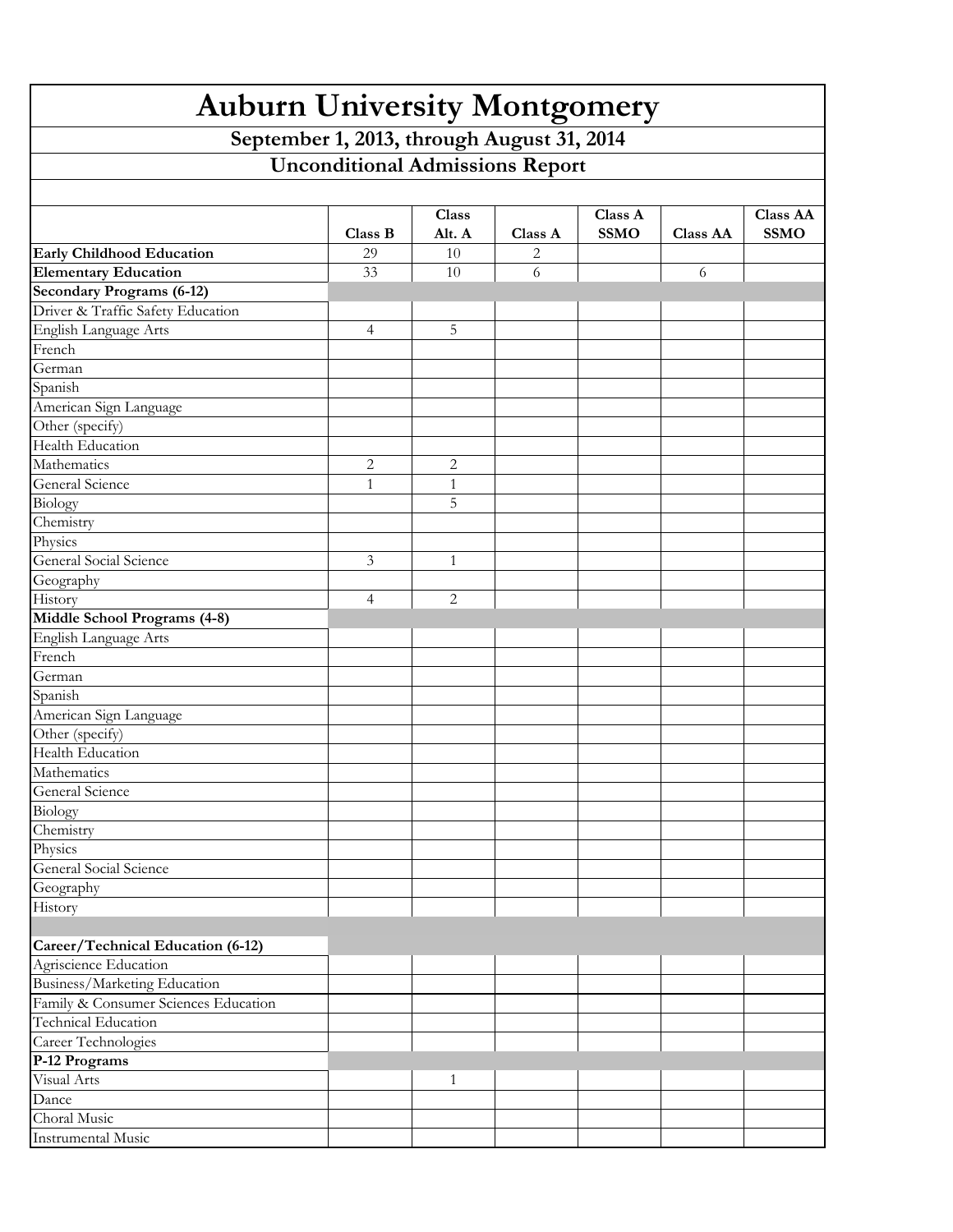# Auburn University Montgomery

## September 1, 2013, through August 31, 2014

## Unconditional Admissions Report

| | Class B | Class Alt. A | Class A | Class A SSMO | Class AA | Class AA SSMO |
|---|---|---|---|---|---|---|
| **Early Childhood Education** | 29 | 10 | 2 | | | |
| **Elementary Education** | 33 | 10 | 6 | | 6 | |
| **Secondary Programs (6-12)** | | | | | | |
| Driver & Traffic Safety Education | | | | | | |
| English Language Arts | 4 | 5 | | | | |
| French | | | | | | |
| German | | | | | | |
| Spanish | | | | | | |
| American Sign Language | | | | | | |
| Other (specify) | | | | | | |
| Health Education | | | | | | |
| Mathematics | 2 | 2 | | | | |
| General Science | 1 | 1 | | | | |
| Biology | | 5 | | | | |
| Chemistry | | | | | | |
| Physics | | | | | | |
| General Social Science | 3 | 1 | | | | |
| Geography | | | | | | |
| History | 4 | 2 | | | | |
| **Middle School Programs (4-8)** | | | | | | |
| English Language Arts | | | | | | |
| French | | | | | | |
| German | | | | | | |
| Spanish | | | | | | |
| American Sign Language | | | | | | |
| Other (specify) | | | | | | |
| Health Education | | | | | | |
| Mathematics | | | | | | |
| General Science | | | | | | |
| Biology | | | | | | |
| Chemistry | | | | | | |
| Physics | | | | | | |
| General Social Science | | | | | | |
| Geography | | | | | | |
| History | | | | | | |
| | | | | | | |
| **Career/Technical Education (6-12)** | | | | | | |
| Agriscience Education | | | | | | |
| Business/Marketing Education | | | | | | |
| Family & Consumer Sciences Education | | | | | | |
| Technical Education | | | | | | |
| Career Technologies | | | | | | |
| **P-12 Programs** | | | | | | |
| Visual Arts | | 1 | | | | |
| Dance | | | | | | |
| Choral Music | | | | | | |
| Instrumental Music | | | | | | |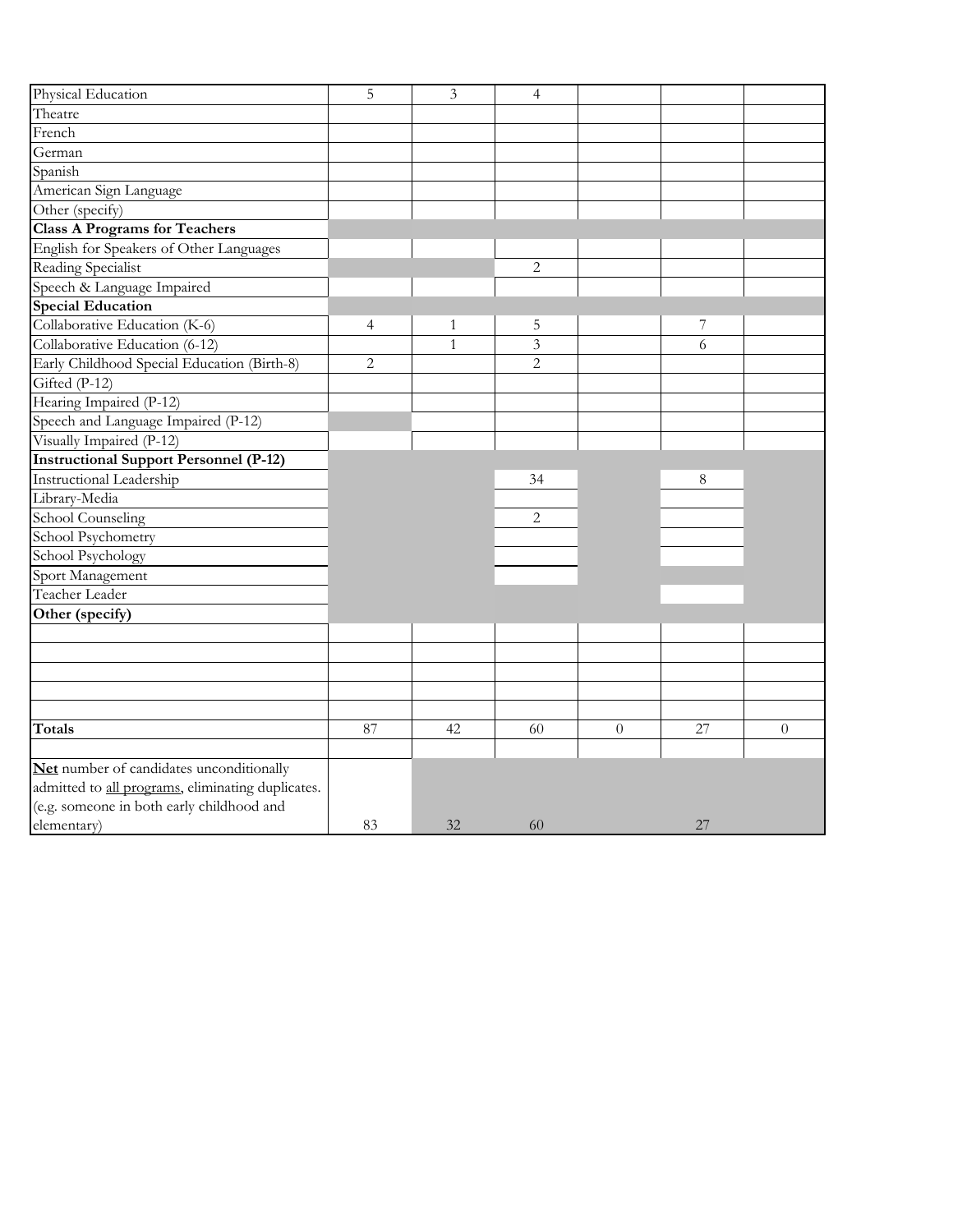| | | | | | | |
|---|---|---|---|---|---|---|
| Physical Education | 5 | 3 | 4 | | | |
| Theatre | | | | | | |
| French | | | | | | |
| German | | | | | | |
| Spanish | | | | | | |
| American Sign Language | | | | | | |
| Other (specify) | | | | | | |
| **Class A Programs for Teachers** | | | | | | |
| English for Speakers of Other Languages | | | | | | |
| Reading Specialist | | | 2 | | | |
| Speech & Language Impaired | | | | | | |
| **Special Education** | | | | | | |
| Collaborative Education (K-6) | 4 | 1 | 5 | | 7 | |
| Collaborative Education (6-12) | | 1 | 3 | | 6 | |
| Early Childhood Special Education (Birth-8) | 2 | | 2 | | | |
| Gifted (P-12) | | | | | | |
| Hearing Impaired (P-12) | | | | | | |
| Speech and Language Impaired (P-12) | | | | | | |
| Visually Impaired (P-12) | | | | | | |
| **Instructional Support Personnel (P-12)** | | | | | | |
| Instructional Leadership | | | 34 | | 8 | |
| Library-Media | | | | | | |
| School Counseling | | | 2 | | | |
| School Psychometry | | | | | | |
| School Psychology | | | | | | |
| Sport Management | | | | | | |
| Teacher Leader | | | | | | |
| **Other (specify)** | | | | | | |
| | | | | | | |
| | | | | | | |
| | | | | | | |
| | | | | | | |
| | | | | | | |
| **Totals** | 87 | 42 | 60 | 0 | 27 | 0 |
| | | | | | | |
| **Net** number of candidates unconditionally admitted to all programs, eliminating duplicates. (e.g. someone in both early childhood and elementary) | 83 | 32 | 60 | | 27 | |